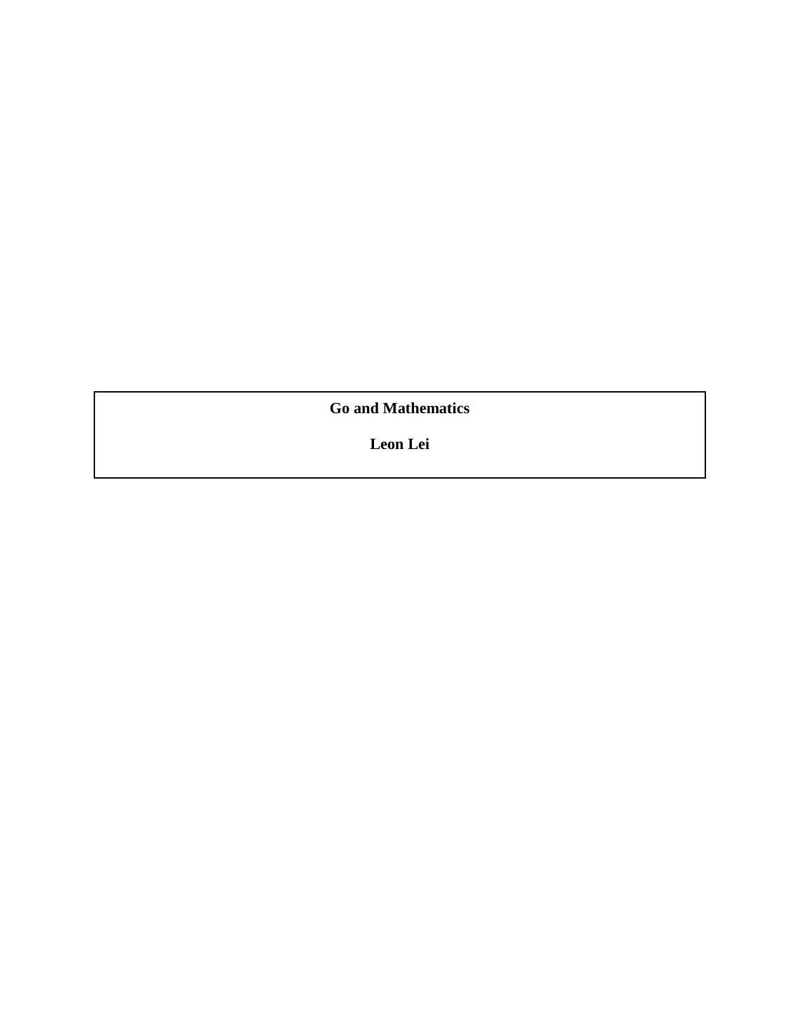# Go and Mathematics

**Leon Lei**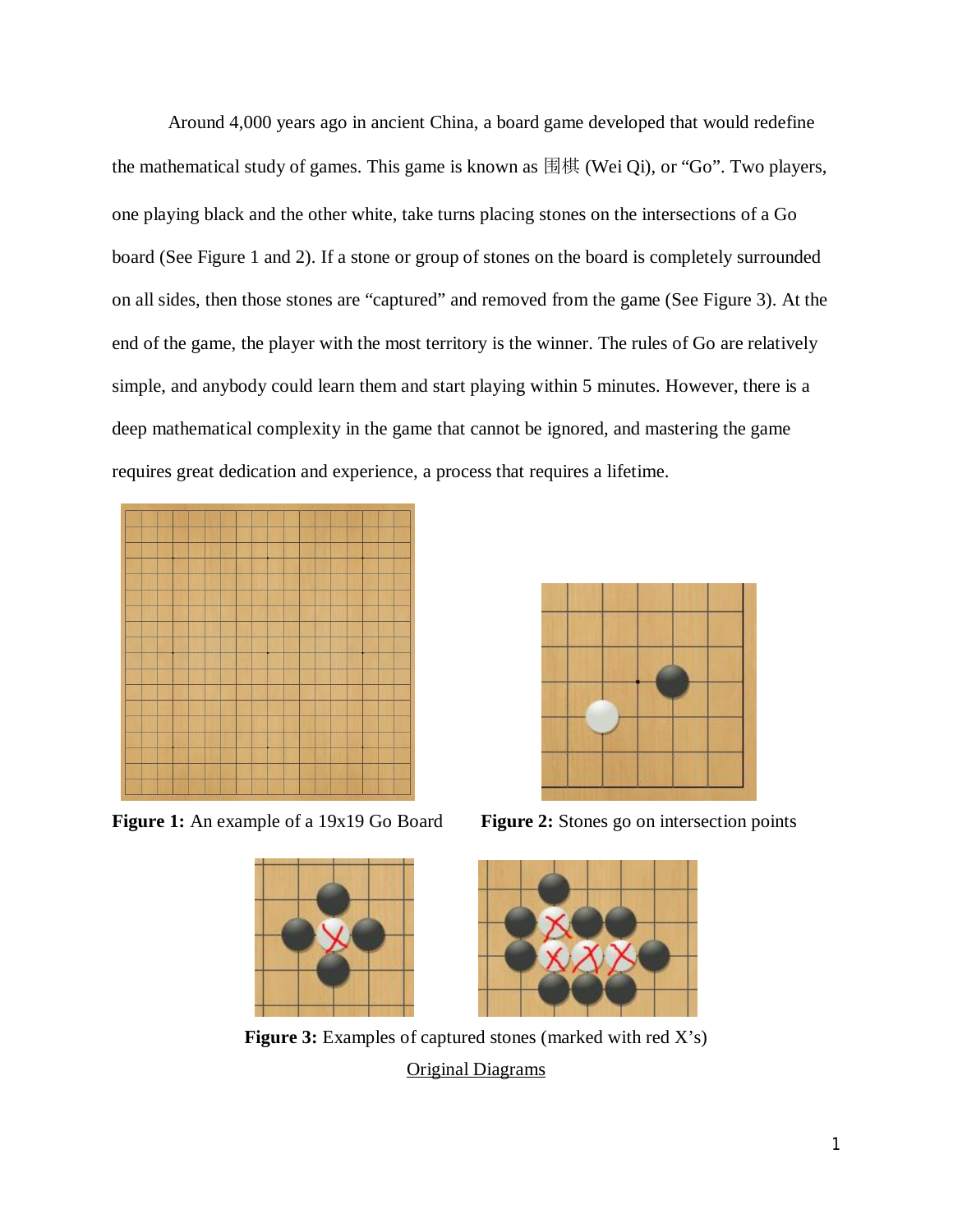Around 4,000 years ago in ancient China, a board game developed that would redefine the mathematical study of games. This game is known as 围棋 (Wei Qi), or "Go". Two players, one playing black and the other white, take turns placing stones on the intersections of a Go board (See Figure 1 and 2). If a stone or group of stones on the board is completely surrounded on all sides, then those stones are "captured" and removed from the game (See Figure 3). At the end of the game, the player with the most territory is the winner. The rules of Go are relatively simple, and anybody could learn them and start playing within 5 minutes. However, there is a deep mathematical complexity in the game that cannot be ignored, and mastering the game requires great dedication and experience, a process that requires a lifetime.

**Figure 1:** An example of a 19x19 Go Board

**Figure 2:** Stones go on intersection points

**Figure 3:** Examples of captured stones (marked with red X's)

Original Diagrams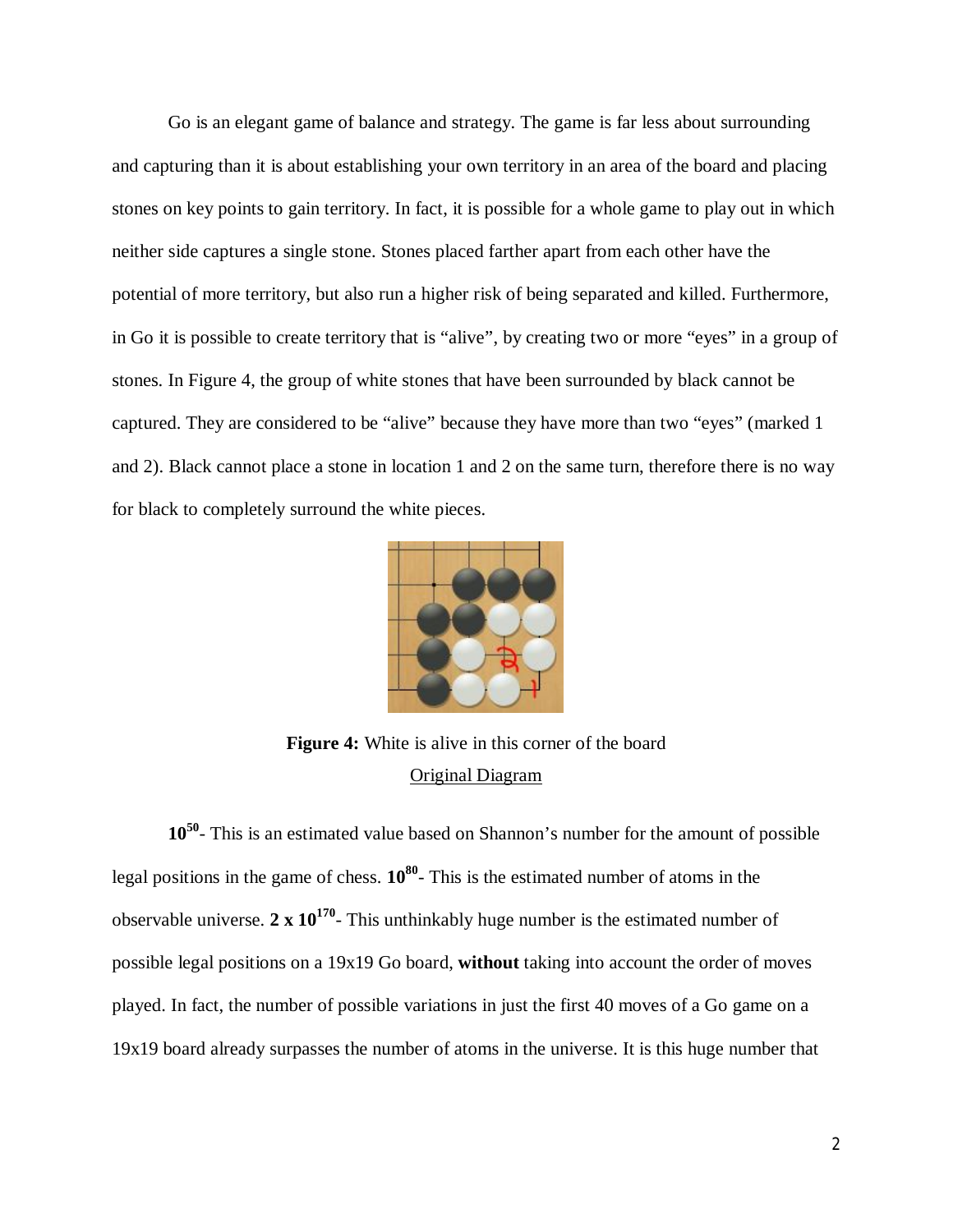Go is an elegant game of balance and strategy. The game is far less about surrounding and capturing than it is about establishing your own territory in an area of the board and placing stones on key points to gain territory. In fact, it is possible for a whole game to play out in which neither side captures a single stone. Stones placed farther apart from each other have the potential of more territory, but also run a higher risk of being separated and killed. Furthermore, in Go it is possible to create territory that is "alive", by creating two or more "eyes" in a group of stones. In Figure 4, the group of white stones that have been surrounded by black cannot be captured. They are considered to be "alive" because they have more than two "eyes" (marked 1 and 2). Black cannot place a stone in location 1 and 2 on the same turn, therefore there is no way for black to completely surround the white pieces.

**Figure 4:** White is alive in this corner of the board
Original Diagram

**$10^{50}$**- This is an estimated value based on Shannon's number for the amount of possible legal positions in the game of chess. **$10^{80}$**- This is the estimated number of atoms in the observable universe. **$2 \times 10^{170}$**- This unthinkably huge number is the estimated number of possible legal positions on a 19x19 Go board, **without** taking into account the order of moves played. In fact, the number of possible variations in just the first 40 moves of a Go game on a 19x19 board already surpasses the number of atoms in the universe. It is this huge number that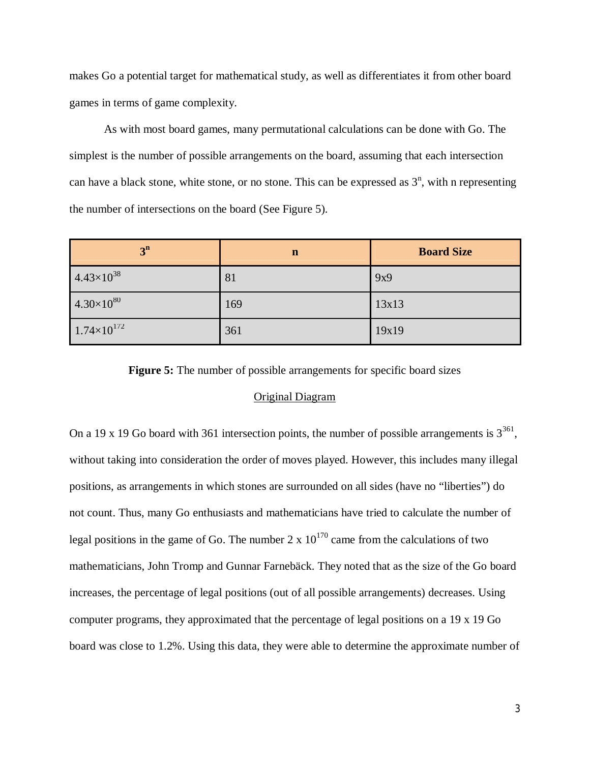makes Go a potential target for mathematical study, as well as differentiates it from other board games in terms of game complexity.

As with most board games, many permutational calculations can be done with Go. The simplest is the number of possible arrangements on the board, assuming that each intersection can have a black stone, white stone, or no stone. This can be expressed as $3^n$, with n representing the number of intersections on the board (See Figure 5).

| $3^n$ | n | Board Size |
| --- | --- | --- |
| $4.43 \times 10^{38}$ | 81 | 9x9 |
| $4.30 \times 10^{80}$ | 169 | 13x13 |
| $1.74 \times 10^{172}$ | 361 | 19x19 |

**Figure 5:** The number of possible arrangements for specific board sizes

Original Diagram

On a 19 x 19 Go board with 361 intersection points, the number of possible arrangements is $3^{361}$, without taking into consideration the order of moves played. However, this includes many illegal positions, as arrangements in which stones are surrounded on all sides (have no "liberties") do not count. Thus, many Go enthusiasts and mathematicians have tried to calculate the number of legal positions in the game of Go. The number $2 \times 10^{170}$ came from the calculations of two mathematicians, John Tromp and Gunnar Farnebäck. They noted that as the size of the Go board increases, the percentage of legal positions (out of all possible arrangements) decreases. Using computer programs, they approximated that the percentage of legal positions on a 19 x 19 Go board was close to 1.2%. Using this data, they were able to determine the approximate number of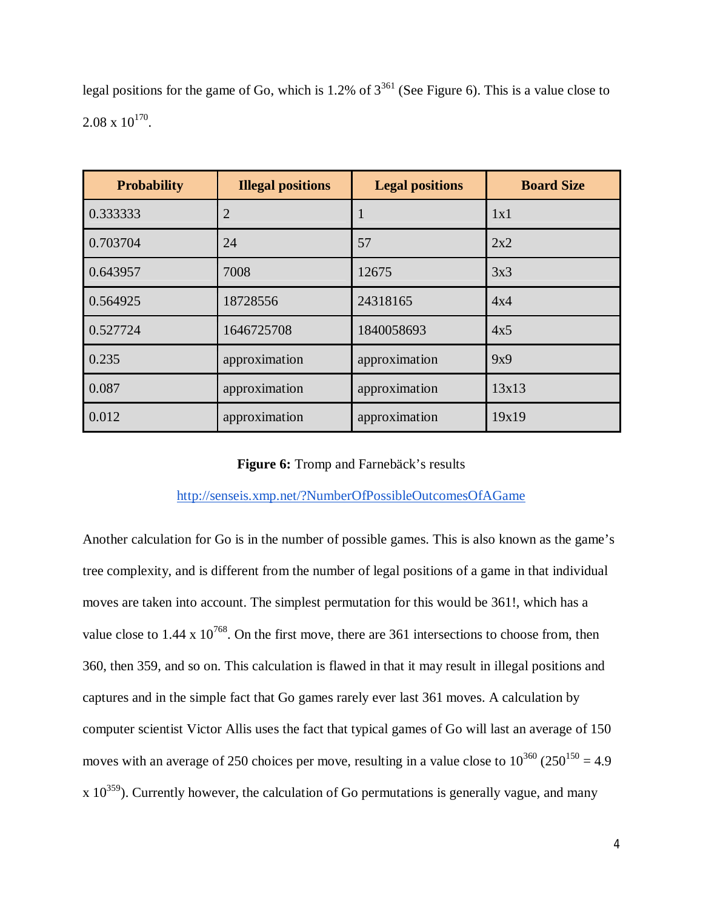legal positions for the game of Go, which is 1.2% of $3^{361}$ (See Figure 6). This is a value close to $2.08 \times 10^{170}$.

| Probability | Illegal positions | Legal positions | Board Size |
|---|---|---|---|
| 0.333333 | 2 | 1 | 1x1 |
| 0.703704 | 24 | 57 | 2x2 |
| 0.643957 | 7008 | 12675 | 3x3 |
| 0.564925 | 18728556 | 24318165 | 4x4 |
| 0.527724 | 1646725708 | 1840058693 | 4x5 |
| 0.235 | approximation | approximation | 9x9 |
| 0.087 | approximation | approximation | 13x13 |
| 0.012 | approximation | approximation | 19x19 |

**Figure 6:** Tromp and Farnebäck's results

http://senseis.xmp.net/?NumberOfPossibleOutcomesOfAGame

Another calculation for Go is in the number of possible games. This is also known as the game's tree complexity, and is different from the number of legal positions of a game in that individual moves are taken into account. The simplest permutation for this would be 361!, which has a value close to $1.44 \times 10^{768}$. On the first move, there are 361 intersections to choose from, then 360, then 359, and so on. This calculation is flawed in that it may result in illegal positions and captures and in the simple fact that Go games rarely ever last 361 moves. A calculation by computer scientist Victor Allis uses the fact that typical games of Go will last an average of 150 moves with an average of 250 choices per move, resulting in a value close to $10^{360}$ ($250^{150} = 4.9 \times 10^{359}$). Currently however, the calculation of Go permutations is generally vague, and many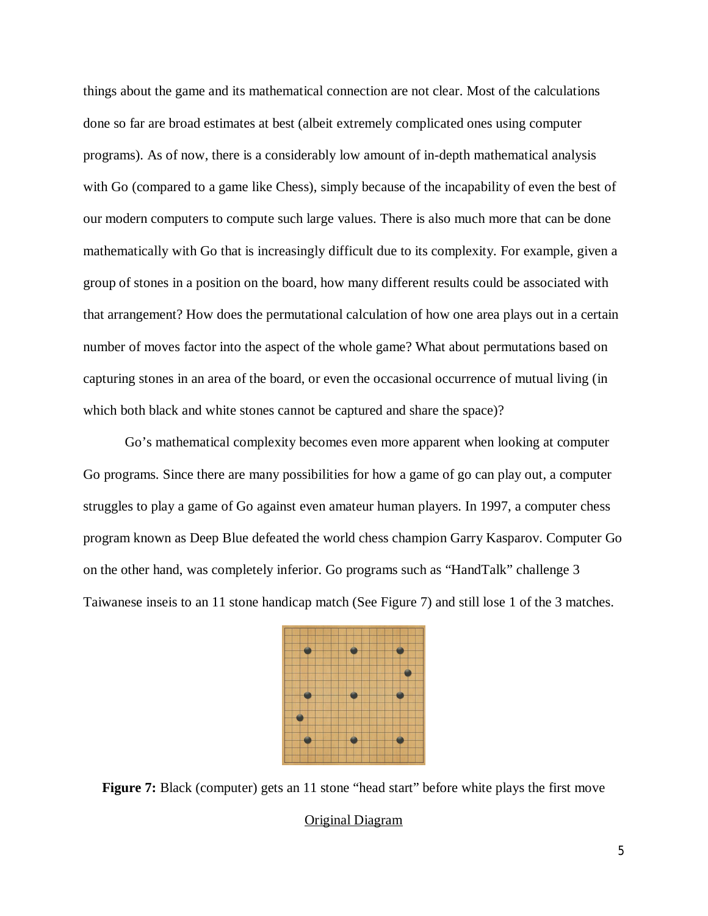things about the game and its mathematical connection are not clear. Most of the calculations done so far are broad estimates at best (albeit extremely complicated ones using computer programs). As of now, there is a considerably low amount of in-depth mathematical analysis with Go (compared to a game like Chess), simply because of the incapability of even the best of our modern computers to compute such large values. There is also much more that can be done mathematically with Go that is increasingly difficult due to its complexity. For example, given a group of stones in a position on the board, how many different results could be associated with that arrangement? How does the permutational calculation of how one area plays out in a certain number of moves factor into the aspect of the whole game? What about permutations based on capturing stones in an area of the board, or even the occasional occurrence of mutual living (in which both black and white stones cannot be captured and share the space)?

Go's mathematical complexity becomes even more apparent when looking at computer Go programs. Since there are many possibilities for how a game of go can play out, a computer struggles to play a game of Go against even amateur human players. In 1997, a computer chess program known as Deep Blue defeated the world chess champion Garry Kasparov. Computer Go on the other hand, was completely inferior. Go programs such as "HandTalk" challenge 3 Taiwanese inseis to an 11 stone handicap match (See Figure 7) and still lose 1 of the 3 matches.

**Figure 7:** Black (computer) gets an 11 stone "head start" before white plays the first move

Original Diagram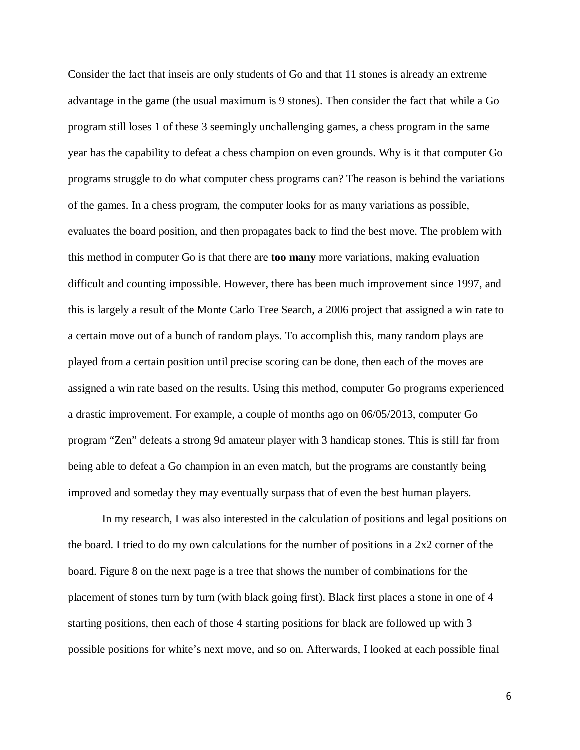Consider the fact that inseis are only students of Go and that 11 stones is already an extreme advantage in the game (the usual maximum is 9 stones). Then consider the fact that while a Go program still loses 1 of these 3 seemingly unchallenging games, a chess program in the same year has the capability to defeat a chess champion on even grounds. Why is it that computer Go programs struggle to do what computer chess programs can? The reason is behind the variations of the games. In a chess program, the computer looks for as many variations as possible, evaluates the board position, and then propagates back to find the best move. The problem with this method in computer Go is that there are **too many** more variations, making evaluation difficult and counting impossible. However, there has been much improvement since 1997, and this is largely a result of the Monte Carlo Tree Search, a 2006 project that assigned a win rate to a certain move out of a bunch of random plays. To accomplish this, many random plays are played from a certain position until precise scoring can be done, then each of the moves are assigned a win rate based on the results. Using this method, computer Go programs experienced a drastic improvement. For example, a couple of months ago on 06/05/2013, computer Go program "Zen" defeats a strong 9d amateur player with 3 handicap stones. This is still far from being able to defeat a Go champion in an even match, but the programs are constantly being improved and someday they may eventually surpass that of even the best human players.

In my research, I was also interested in the calculation of positions and legal positions on the board. I tried to do my own calculations for the number of positions in a 2x2 corner of the board. Figure 8 on the next page is a tree that shows the number of combinations for the placement of stones turn by turn (with black going first). Black first places a stone in one of 4 starting positions, then each of those 4 starting positions for black are followed up with 3 possible positions for white's next move, and so on. Afterwards, I looked at each possible final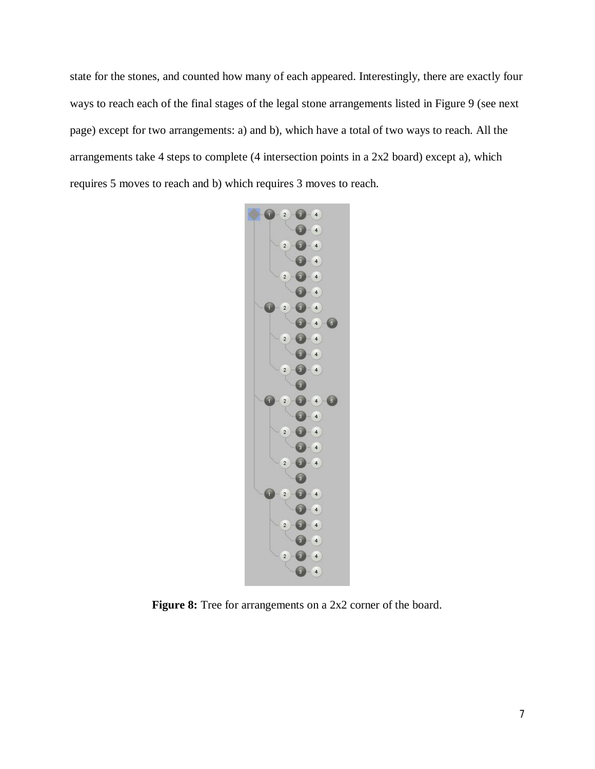state for the stones, and counted how many of each appeared. Interestingly, there are exactly four ways to reach each of the final stages of the legal stone arrangements listed in Figure 9 (see next page) except for two arrangements: a) and b), which have a total of two ways to reach. All the arrangements take 4 steps to complete (4 intersection points in a 2x2 board) except a), which requires 5 moves to reach and b) which requires 3 moves to reach.

**Figure 8:** Tree for arrangements on a 2x2 corner of the board.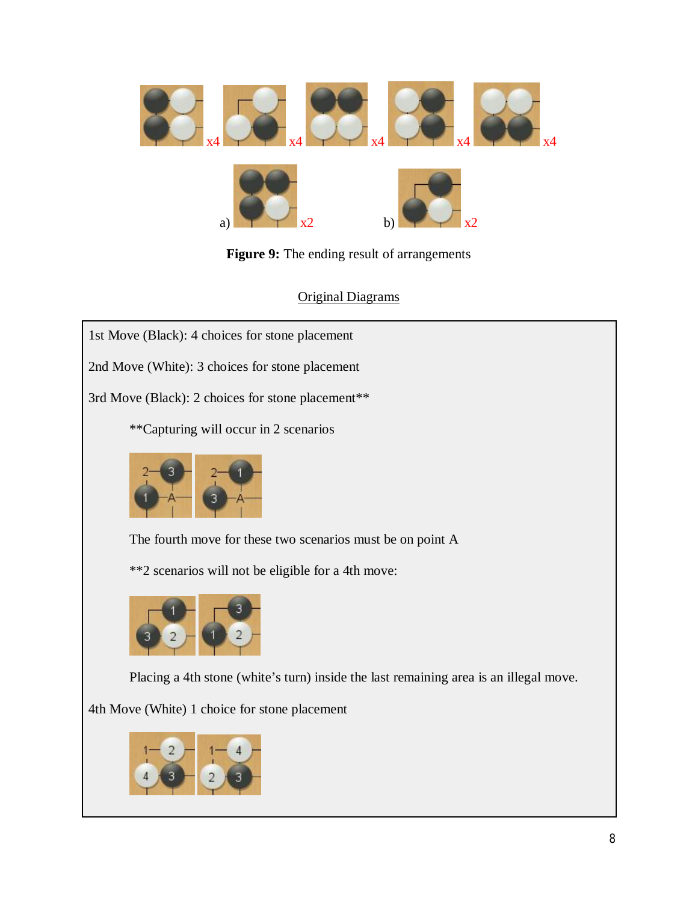x4 x4 x4 x4 x4

a) x2 b) x2

**Figure 9:** The ending result of arrangements

<u>Original Diagrams</u>

1st Move (Black): 4 choices for stone placement

2nd Move (White): 3 choices for stone placement

3rd Move (Black): 2 choices for stone placement**

**Capturing will occur in 2 scenarios

The fourth move for these two scenarios must be on point A

**2 scenarios will not be eligible for a 4th move:

Placing a 4th stone (white's turn) inside the last remaining area is an illegal move.

4th Move (White) 1 choice for stone placement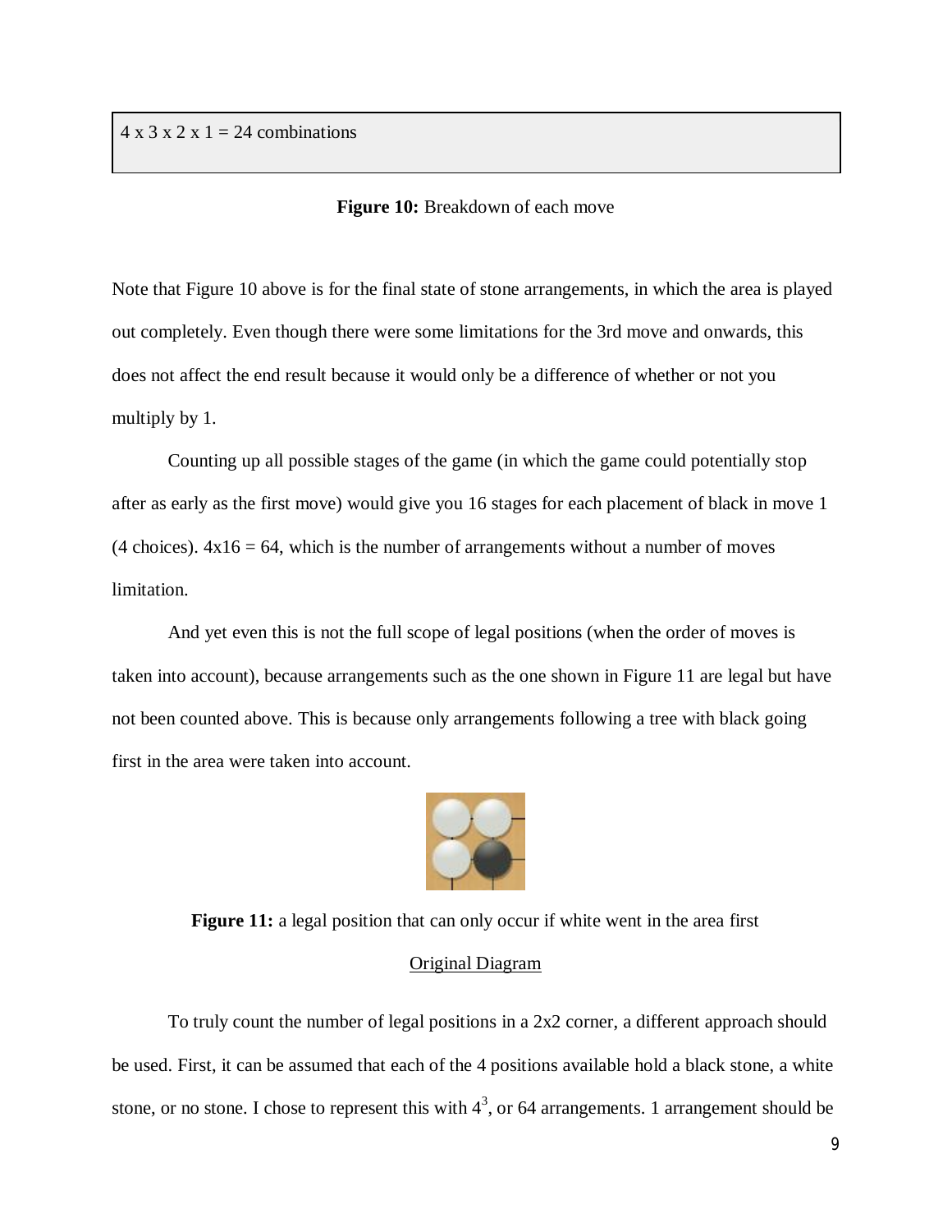4 x 3 x 2 x 1 = 24 combinations

**Figure 10:** Breakdown of each move

Note that Figure 10 above is for the final state of stone arrangements, in which the area is played out completely. Even though there were some limitations for the 3rd move and onwards, this does not affect the end result because it would only be a difference of whether or not you multiply by 1.

Counting up all possible stages of the game (in which the game could potentially stop after as early as the first move) would give you 16 stages for each placement of black in move 1 (4 choices). 4x16 = 64, which is the number of arrangements without a number of moves limitation.

And yet even this is not the full scope of legal positions (when the order of moves is taken into account), because arrangements such as the one shown in Figure 11 are legal but have not been counted above. This is because only arrangements following a tree with black going first in the area were taken into account.

**Figure 11:** a legal position that can only occur if white went in the area first

Original Diagram

To truly count the number of legal positions in a 2x2 corner, a different approach should be used. First, it can be assumed that each of the 4 positions available hold a black stone, a white stone, or no stone. I chose to represent this with $4^3$, or 64 arrangements. 1 arrangement should be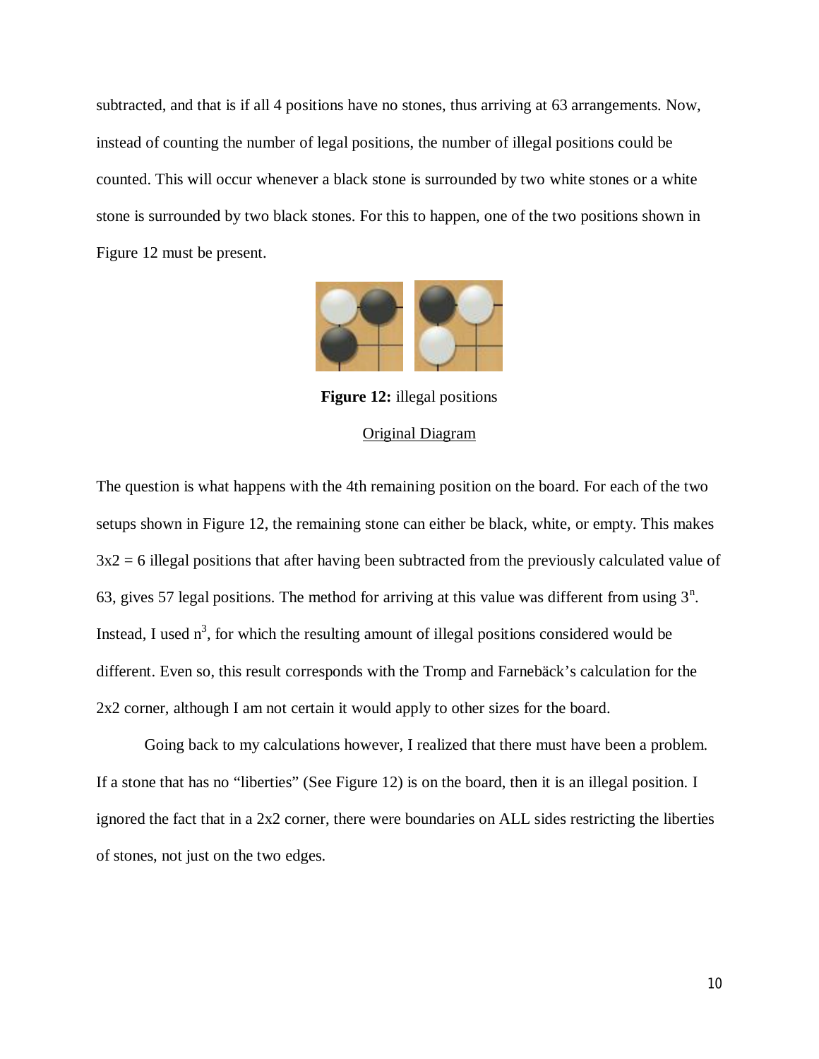subtracted, and that is if all 4 positions have no stones, thus arriving at 63 arrangements. Now, instead of counting the number of legal positions, the number of illegal positions could be counted. This will occur whenever a black stone is surrounded by two white stones or a white stone is surrounded by two black stones. For this to happen, one of the two positions shown in Figure 12 must be present.

**Figure 12:** illegal positions

Original Diagram

The question is what happens with the 4th remaining position on the board. For each of the two setups shown in Figure 12, the remaining stone can either be black, white, or empty. This makes 3x2 = 6 illegal positions that after having been subtracted from the previously calculated value of 63, gives 57 legal positions. The method for arriving at this value was different from using $3^n$. Instead, I used $n^3$, for which the resulting amount of illegal positions considered would be different. Even so, this result corresponds with the Tromp and Farnebäck's calculation for the 2x2 corner, although I am not certain it would apply to other sizes for the board.

Going back to my calculations however, I realized that there must have been a problem. If a stone that has no "liberties" (See Figure 12) is on the board, then it is an illegal position. I ignored the fact that in a 2x2 corner, there were boundaries on ALL sides restricting the liberties of stones, not just on the two edges.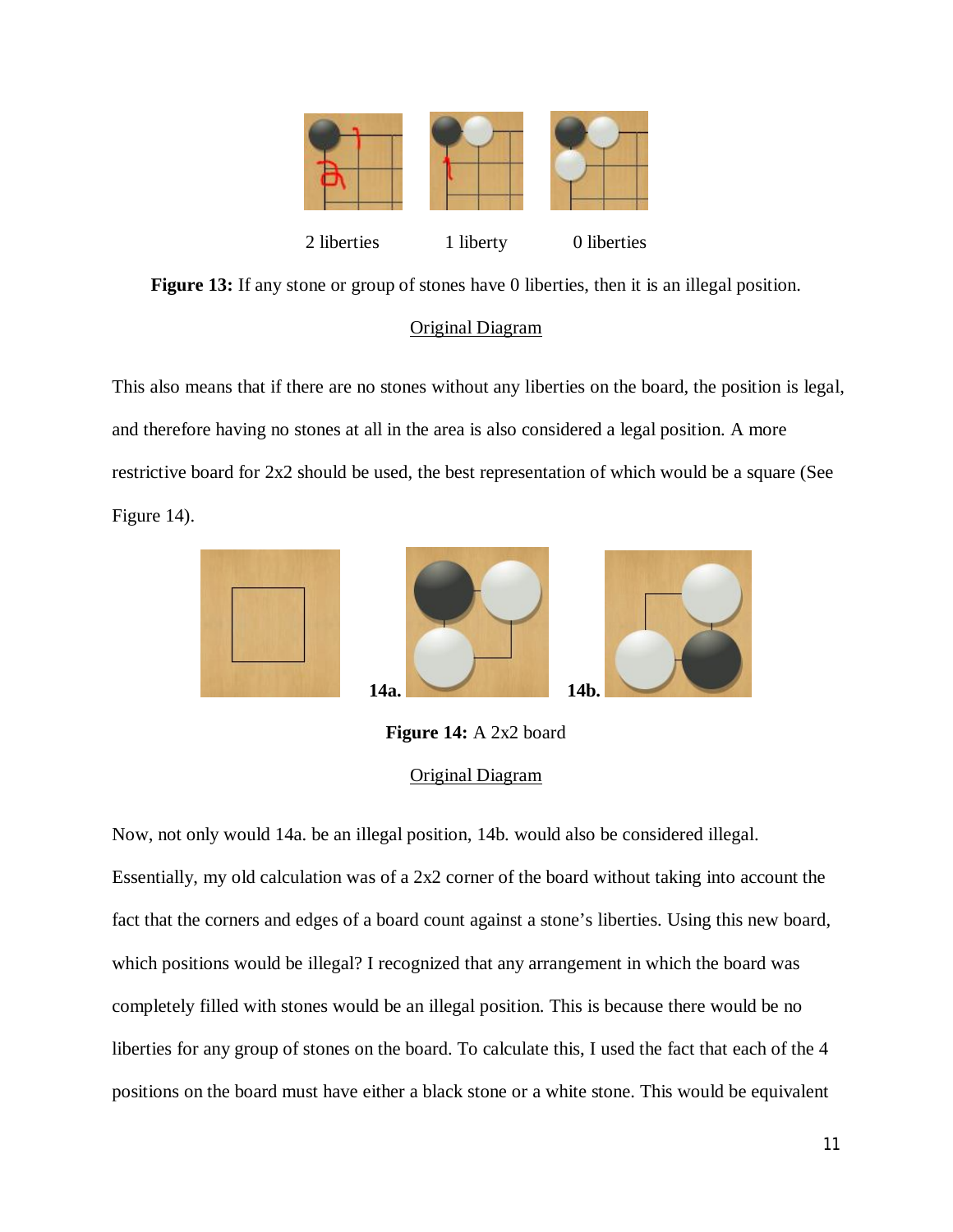2 liberties 1 liberty 0 liberties

**Figure 13:** If any stone or group of stones have 0 liberties, then it is an illegal position.

Original Diagram

This also means that if there are no stones without any liberties on the board, the position is legal, and therefore having no stones at all in the area is also considered a legal position. A more restrictive board for 2x2 should be used, the best representation of which would be a square (See Figure 14).

**14a.** **14b.**

**Figure 14:** A 2x2 board

Original Diagram

Now, not only would 14a. be an illegal position, 14b. would also be considered illegal. Essentially, my old calculation was of a 2x2 corner of the board without taking into account the fact that the corners and edges of a board count against a stone's liberties. Using this new board, which positions would be illegal? I recognized that any arrangement in which the board was completely filled with stones would be an illegal position. This is because there would be no liberties for any group of stones on the board. To calculate this, I used the fact that each of the 4 positions on the board must have either a black stone or a white stone. This would be equivalent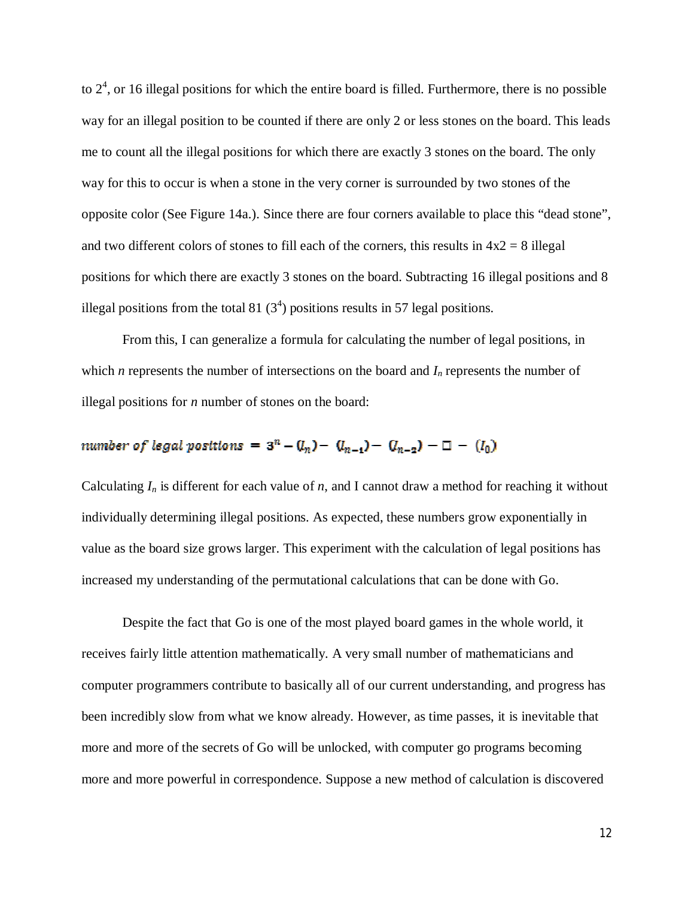to $2^4$, or 16 illegal positions for which the entire board is filled. Furthermore, there is no possible way for an illegal position to be counted if there are only 2 or less stones on the board. This leads me to count all the illegal positions for which there are exactly 3 stones on the board. The only way for this to occur is when a stone in the very corner is surrounded by two stones of the opposite color (See Figure 14a.). Since there are four corners available to place this "dead stone", and two different colors of stones to fill each of the corners, this results in 4x2 = 8 illegal positions for which there are exactly 3 stones on the board. Subtracting 16 illegal positions and 8 illegal positions from the total 81 ($3^4$) positions results in 57 legal positions.

From this, I can generalize a formula for calculating the number of legal positions, in which *n* represents the number of intersections on the board and $I_n$ represents the number of illegal positions for *n* number of stones on the board:

$$\textit{number of legal positions} = 3^n - (I_n) - (I_{n-1}) - (I_{n-2}) - \square - (I_0)$$

Calculating $I_n$ is different for each value of *n*, and I cannot draw a method for reaching it without individually determining illegal positions. As expected, these numbers grow exponentially in value as the board size grows larger. This experiment with the calculation of legal positions has increased my understanding of the permutational calculations that can be done with Go.

Despite the fact that Go is one of the most played board games in the whole world, it receives fairly little attention mathematically. A very small number of mathematicians and computer programmers contribute to basically all of our current understanding, and progress has been incredibly slow from what we know already. However, as time passes, it is inevitable that more and more of the secrets of Go will be unlocked, with computer go programs becoming more and more powerful in correspondence. Suppose a new method of calculation is discovered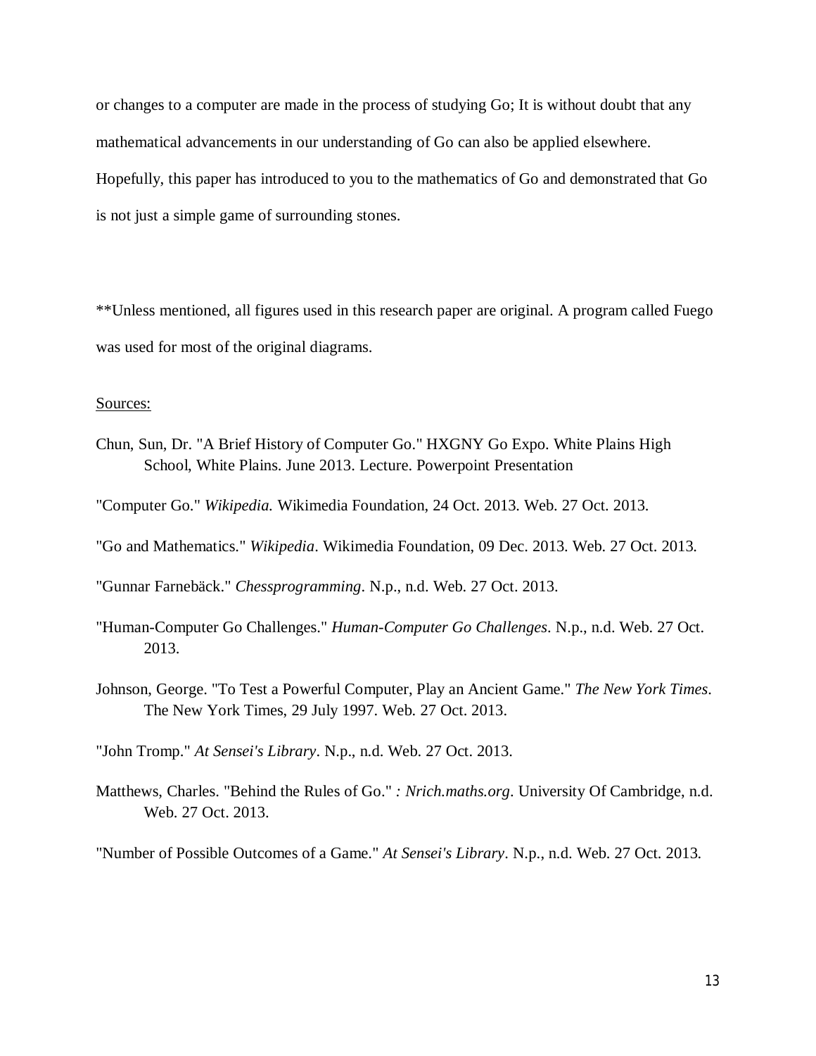or changes to a computer are made in the process of studying Go; It is without doubt that any mathematical advancements in our understanding of Go can also be applied elsewhere. Hopefully, this paper has introduced to you to the mathematics of Go and demonstrated that Go is not just a simple game of surrounding stones.

**Unless mentioned, all figures used in this research paper are original. A program called Fuego was used for most of the original diagrams.

Sources:

Chun, Sun, Dr. "A Brief History of Computer Go." HXGNY Go Expo. White Plains High School, White Plains. June 2013. Lecture. Powerpoint Presentation

"Computer Go." *Wikipedia.* Wikimedia Foundation, 24 Oct. 2013. Web. 27 Oct. 2013.

"Go and Mathematics." *Wikipedia*. Wikimedia Foundation, 09 Dec. 2013. Web. 27 Oct. 2013.

"Gunnar Farnebäck." *Chessprogramming*. N.p., n.d. Web. 27 Oct. 2013.

"Human-Computer Go Challenges." *Human-Computer Go Challenges*. N.p., n.d. Web. 27 Oct. 2013.

Johnson, George. "To Test a Powerful Computer, Play an Ancient Game." *The New York Times*. The New York Times, 29 July 1997. Web. 27 Oct. 2013.

"John Tromp." *At Sensei's Library*. N.p., n.d. Web. 27 Oct. 2013.

Matthews, Charles. "Behind the Rules of Go." *: Nrich.maths.org*. University Of Cambridge, n.d. Web. 27 Oct. 2013.

"Number of Possible Outcomes of a Game." *At Sensei's Library*. N.p., n.d. Web. 27 Oct. 2013.